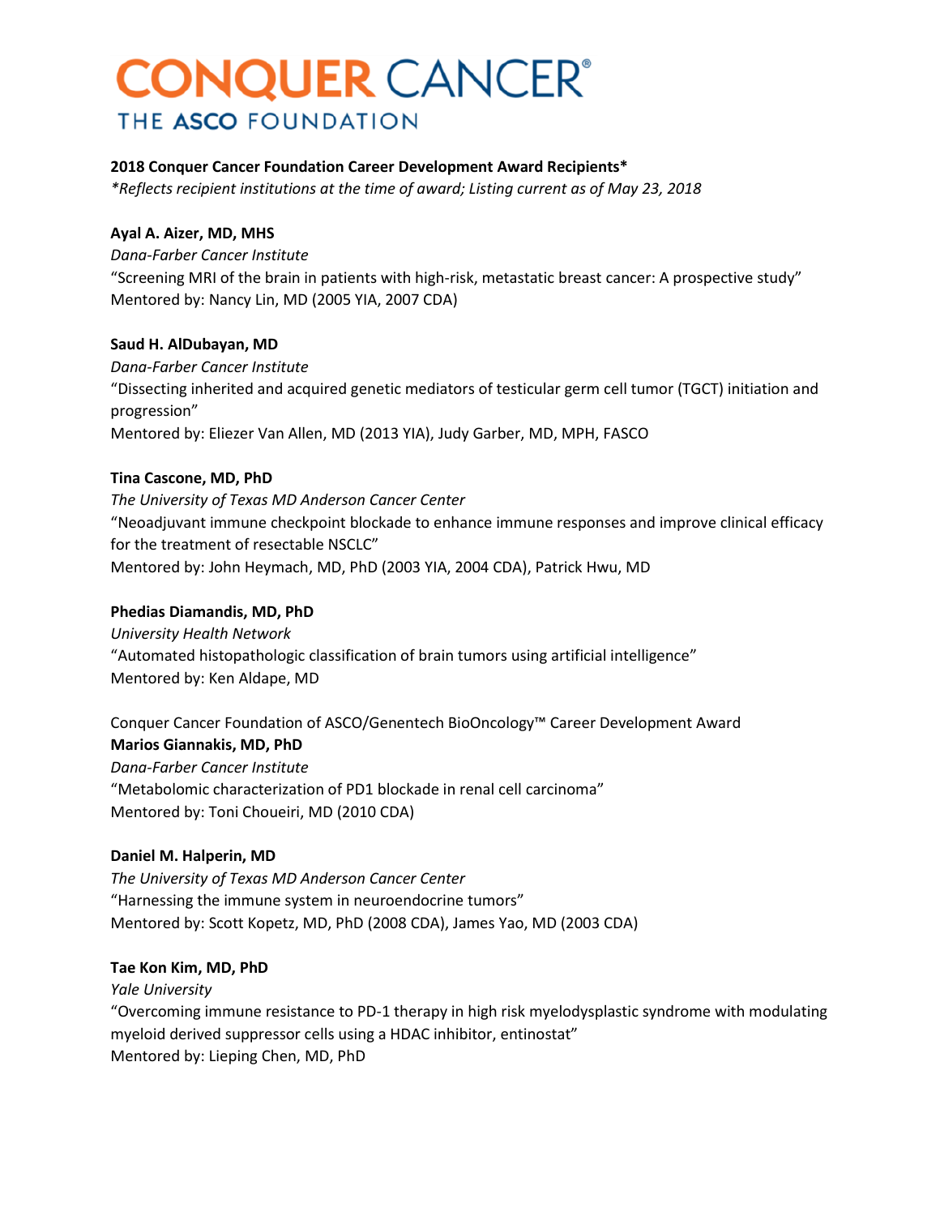# CONQUER CANCER®
THE ASCO FOUNDATION

**2018 Conquer Cancer Foundation Career Development Award Recipients***
*\*Reflects recipient institutions at the time of award; Listing current as of May 23, 2018*

**Ayal A. Aizer, MD, MHS**
*Dana-Farber Cancer Institute*
"Screening MRI of the brain in patients with high-risk, metastatic breast cancer: A prospective study"
Mentored by: Nancy Lin, MD (2005 YIA, 2007 CDA)

**Saud H. AlDubayan, MD**
*Dana-Farber Cancer Institute*
"Dissecting inherited and acquired genetic mediators of testicular germ cell tumor (TGCT) initiation and progression"
Mentored by: Eliezer Van Allen, MD (2013 YIA), Judy Garber, MD, MPH, FASCO

**Tina Cascone, MD, PhD**
*The University of Texas MD Anderson Cancer Center*
"Neoadjuvant immune checkpoint blockade to enhance immune responses and improve clinical efficacy for the treatment of resectable NSCLC"
Mentored by: John Heymach, MD, PhD (2003 YIA, 2004 CDA), Patrick Hwu, MD

**Phedias Diamandis, MD, PhD**
*University Health Network*
"Automated histopathologic classification of brain tumors using artificial intelligence"
Mentored by: Ken Aldape, MD

Conquer Cancer Foundation of ASCO/Genentech BioOncology™ Career Development Award
**Marios Giannakis, MD, PhD**
*Dana-Farber Cancer Institute*
"Metabolomic characterization of PD1 blockade in renal cell carcinoma"
Mentored by: Toni Choueiri, MD (2010 CDA)

**Daniel M. Halperin, MD**
*The University of Texas MD Anderson Cancer Center*
"Harnessing the immune system in neuroendocrine tumors"
Mentored by: Scott Kopetz, MD, PhD (2008 CDA), James Yao, MD (2003 CDA)

**Tae Kon Kim, MD, PhD**
*Yale University*
"Overcoming immune resistance to PD-1 therapy in high risk myelodysplastic syndrome with modulating myeloid derived suppressor cells using a HDAC inhibitor, entinostat"
Mentored by: Lieping Chen, MD, PhD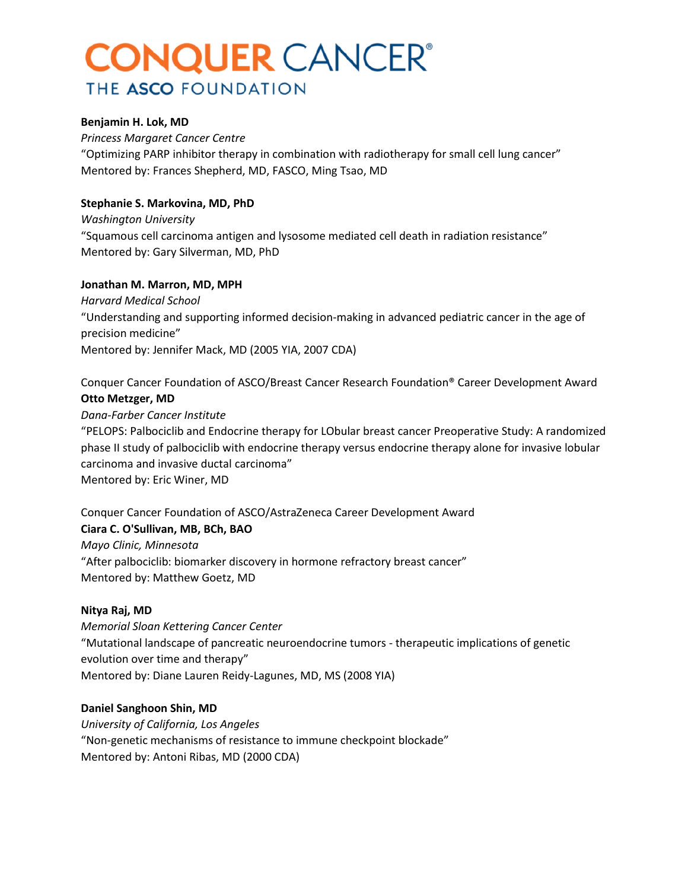**Benjamin H. Lok, MD**
*Princess Margaret Cancer Centre*
"Optimizing PARP inhibitor therapy in combination with radiotherapy for small cell lung cancer"
Mentored by: Frances Shepherd, MD, FASCO, Ming Tsao, MD

**Stephanie S. Markovina, MD, PhD**
*Washington University*
"Squamous cell carcinoma antigen and lysosome mediated cell death in radiation resistance"
Mentored by: Gary Silverman, MD, PhD

**Jonathan M. Marron, MD, MPH**
*Harvard Medical School*
"Understanding and supporting informed decision-making in advanced pediatric cancer in the age of precision medicine"
Mentored by: Jennifer Mack, MD (2005 YIA, 2007 CDA)

Conquer Cancer Foundation of ASCO/Breast Cancer Research Foundation® Career Development Award
**Otto Metzger, MD**
*Dana-Farber Cancer Institute*
"PELOPS: Palbociclib and Endocrine therapy for LObular breast cancer Preoperative Study: A randomized phase II study of palbociclib with endocrine therapy versus endocrine therapy alone for invasive lobular carcinoma and invasive ductal carcinoma"
Mentored by: Eric Winer, MD

Conquer Cancer Foundation of ASCO/AstraZeneca Career Development Award
**Ciara C. O'Sullivan, MB, BCh, BAO**
*Mayo Clinic, Minnesota*
"After palbociclib: biomarker discovery in hormone refractory breast cancer"
Mentored by: Matthew Goetz, MD

**Nitya Raj, MD**
*Memorial Sloan Kettering Cancer Center*
"Mutational landscape of pancreatic neuroendocrine tumors - therapeutic implications of genetic evolution over time and therapy"
Mentored by: Diane Lauren Reidy-Lagunes, MD, MS (2008 YIA)

**Daniel Sanghoon Shin, MD**
*University of California, Los Angeles*
"Non-genetic mechanisms of resistance to immune checkpoint blockade"
Mentored by: Antoni Ribas, MD (2000 CDA)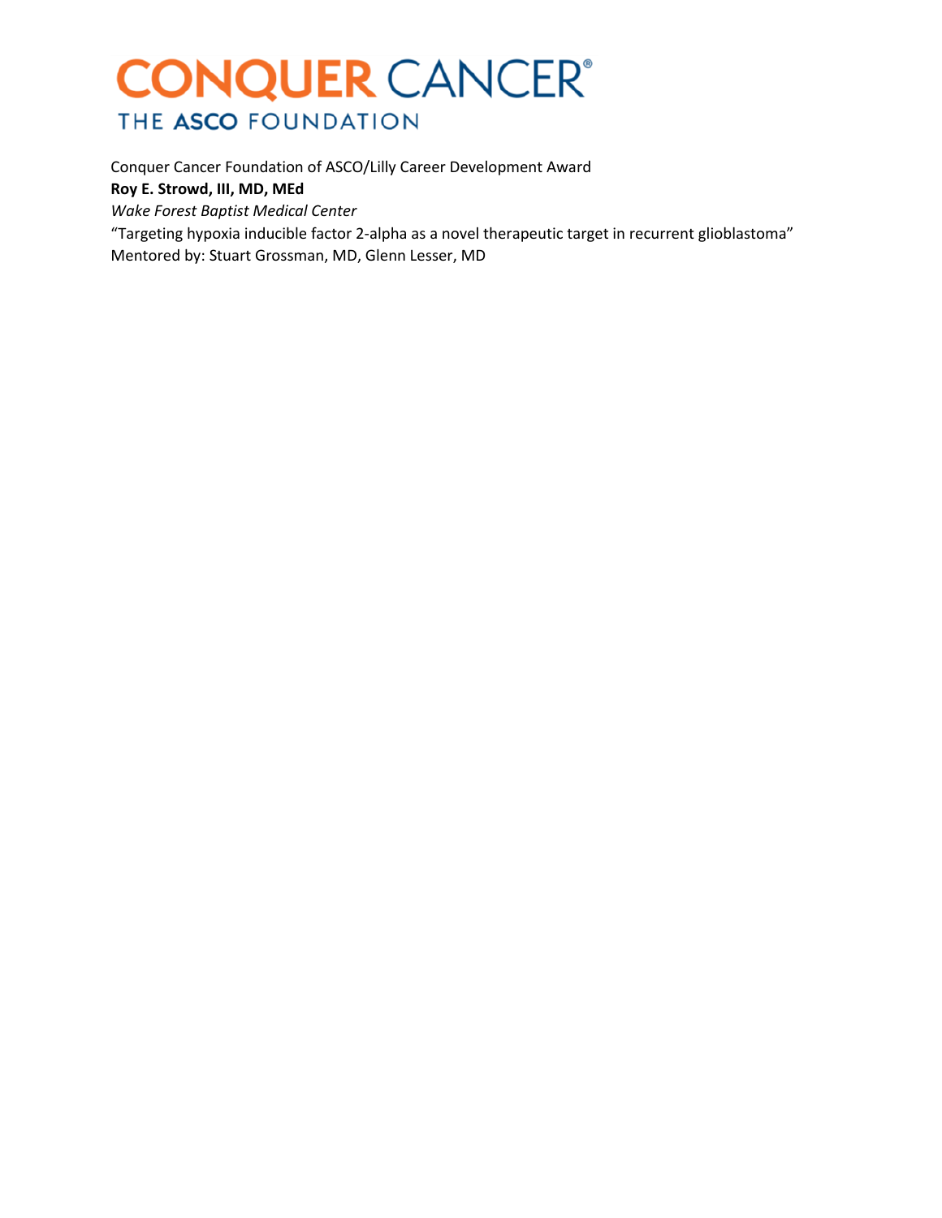CONQUER CANCER®
THE ASCO FOUNDATION

Conquer Cancer Foundation of ASCO/Lilly Career Development Award

**Roy E. Strowd, III, MD, MEd**

*Wake Forest Baptist Medical Center*

"Targeting hypoxia inducible factor 2-alpha as a novel therapeutic target in recurrent glioblastoma"

Mentored by: Stuart Grossman, MD, Glenn Lesser, MD